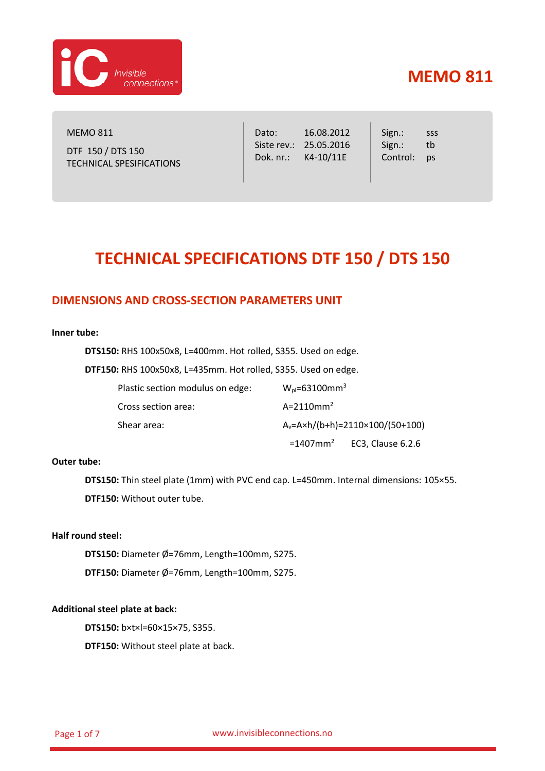# MEMO 811

| MEMO 811<br>DTF 150 / DTS 150<br>TECHNICAL SPESIFICATIONS | Dato: 16.08.2012<br>Siste rev.: 25.05.2016<br>Dok. nr.: K4-10/11E | Sign.: sss<br>Sign.: tb<br>Control: ps |
|---|---|---|

# TECHNICAL SPECIFICATIONS DTF 150 / DTS 150

## DIMENSIONS AND CROSS-SECTION PARAMETERS UNIT

**Inner tube:**

**DTS150:** RHS 100x50x8, L=400mm. Hot rolled, S355. Used on edge.

**DTF150:** RHS 100x50x8, L=435mm. Hot rolled, S355. Used on edge.

Plastic section modulus on edge: $W_{pl}=63100mm^3$

Cross section area: $A=2110mm^2$

Shear area: $A_v=A \times h/(b+h)=2110 \times 100/(50+100)$

$=1407mm^2$ EC3, Clause 6.2.6

**Outer tube:**

**DTS150:** Thin steel plate (1mm) with PVC end cap. L=450mm. Internal dimensions: 105×55.

**DTF150:** Without outer tube.

**Half round steel:**

**DTS150:** Diameter Ø=76mm, Length=100mm, S275.

**DTF150:** Diameter Ø=76mm, Length=100mm, S275.

**Additional steel plate at back:**

**DTS150:** b×t×l=60×15×75, S355.

**DTF150:** Without steel plate at back.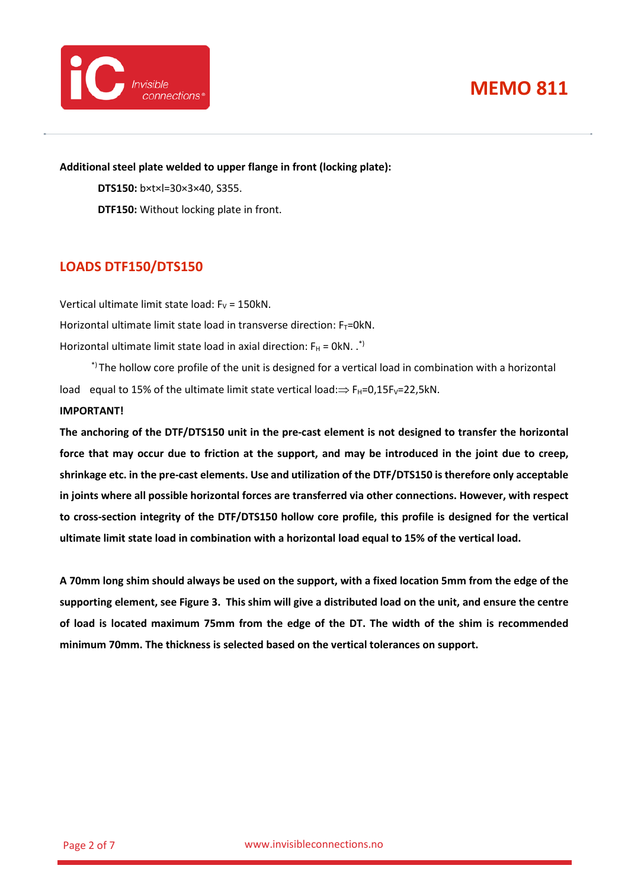**Additional steel plate welded to upper flange in front (locking plate):**

**DTS150:** b×t×l=30×3×40, S355.

**DTF150:** Without locking plate in front.

## LOADS DTF150/DTS150

Vertical ultimate limit state load: $F_V$ = 150kN.

Horizontal ultimate limit state load in transverse direction: $F_T$=0kN.

Horizontal ultimate limit state load in axial direction: $F_H$ = 0kN. .[*)]

[*)] The hollow core profile of the unit is designed for a vertical load in combination with a horizontal load equal to 15% of the ultimate limit state vertical load:⇒ $F_H$=0,15$F_V$=22,5kN.

**IMPORTANT!**

**The anchoring of the DTF/DTS150 unit in the pre-cast element is not designed to transfer the horizontal force that may occur due to friction at the support, and may be introduced in the joint due to creep, shrinkage etc. in the pre-cast elements. Use and utilization of the DTF/DTS150 is therefore only acceptable in joints where all possible horizontal forces are transferred via other connections. However, with respect to cross-section integrity of the DTF/DTS150 hollow core profile, this profile is designed for the vertical ultimate limit state load in combination with a horizontal load equal to 15% of the vertical load.**

**A 70mm long shim should always be used on the support, with a fixed location 5mm from the edge of the supporting element, see Figure 3. This shim will give a distributed load on the unit, and ensure the centre of load is located maximum 75mm from the edge of the DT. The width of the shim is recommended minimum 70mm. The thickness is selected based on the vertical tolerances on support.**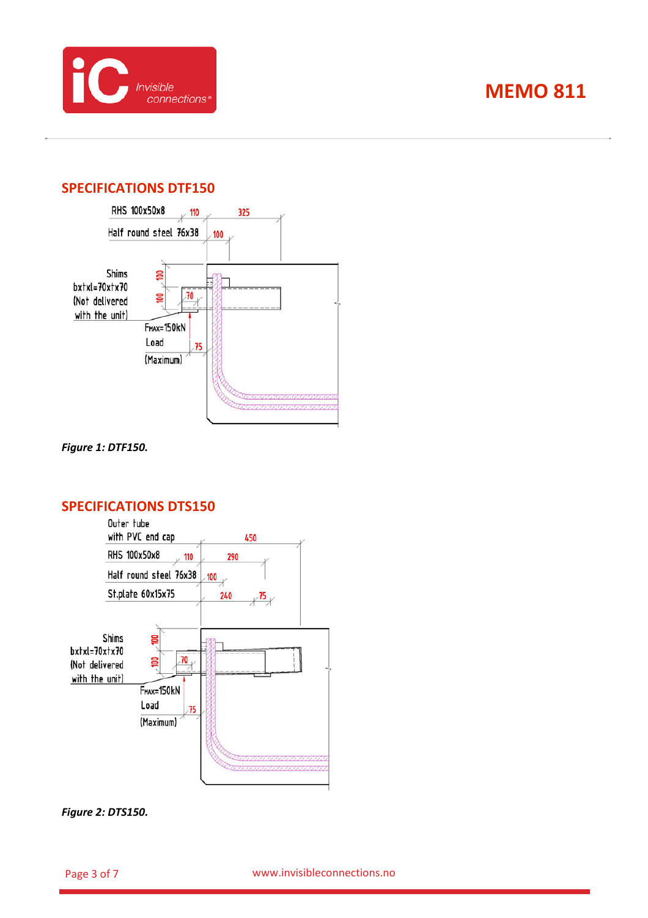## SPECIFICATIONS DTF150

RHS 100x50x8

Half round steel 76x38

110 325

100

Shims bxtxl=70xtx70 (Not delivered with the unit)

100

100

70

$F_{MAX}$=150kN Load (Maximum)

75

*Figure 1: DTF150.*

## SPECIFICATIONS DTS150

Outer tube with PVC end cap

RHS 100x50x8

Half round steel 76x38

St.plate 60x15x75

450

110 290

100

240 75

Shims bxtxl=70xtx70 (Not delivered with the unit)

100

100

70

$F_{MAX}$=150kN Load (Maximum)

75

*Figure 2: DTS150.*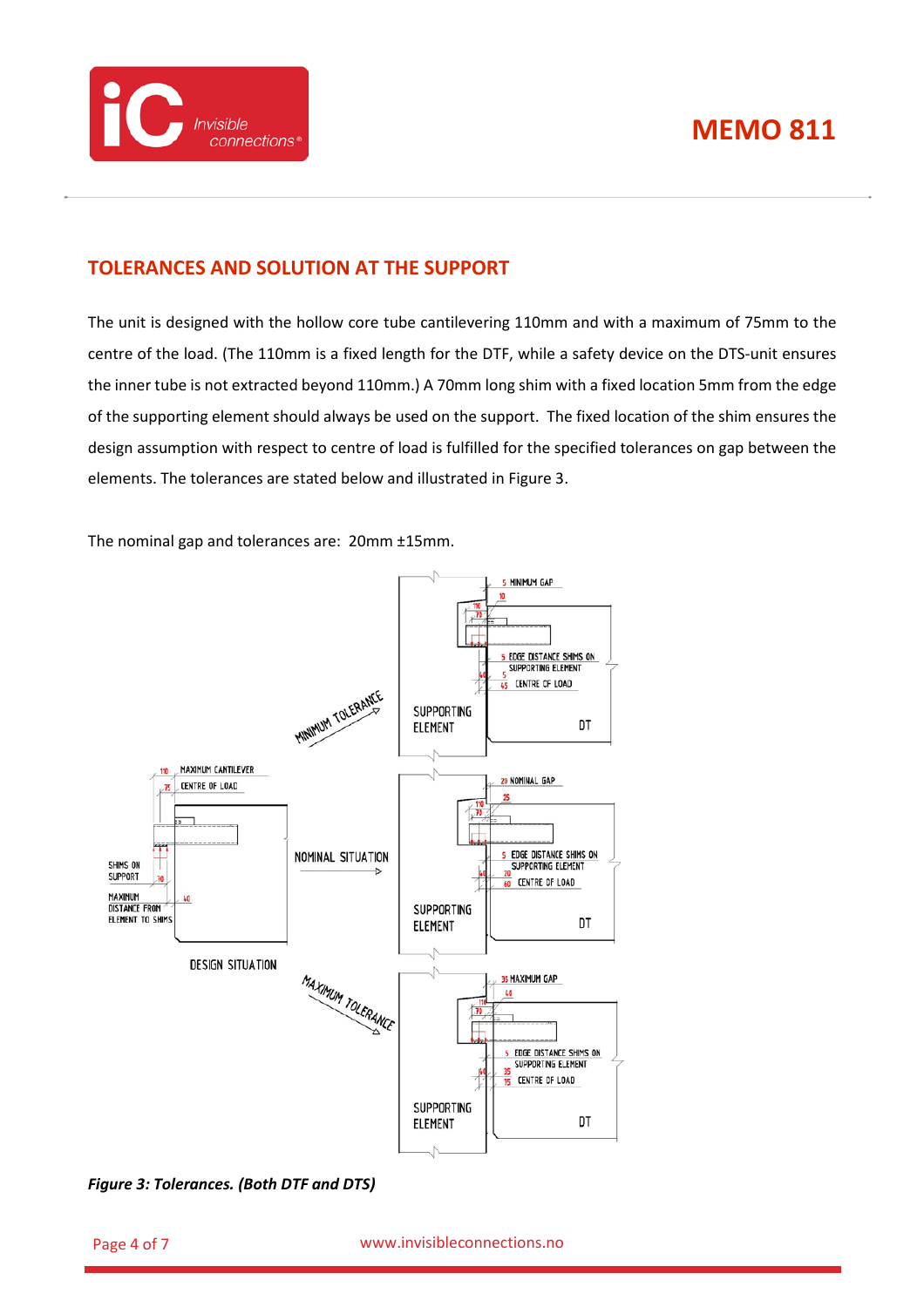## TOLERANCES AND SOLUTION AT THE SUPPORT

The unit is designed with the hollow core tube cantilevering 110mm and with a maximum of 75mm to the centre of the load. (The 110mm is a fixed length for the DTF, while a safety device on the DTS-unit ensures the inner tube is not extracted beyond 110mm.) A 70mm long shim with a fixed location 5mm from the edge of the supporting element should always be used on the support. The fixed location of the shim ensures the design assumption with respect to centre of load is fulfilled for the specified tolerances on gap between the elements. The tolerances are stated below and illustrated in Figure 3.

The nominal gap and tolerances are: 20mm ±15mm.

*Figure 3: Tolerances. (Both DTF and DTS)*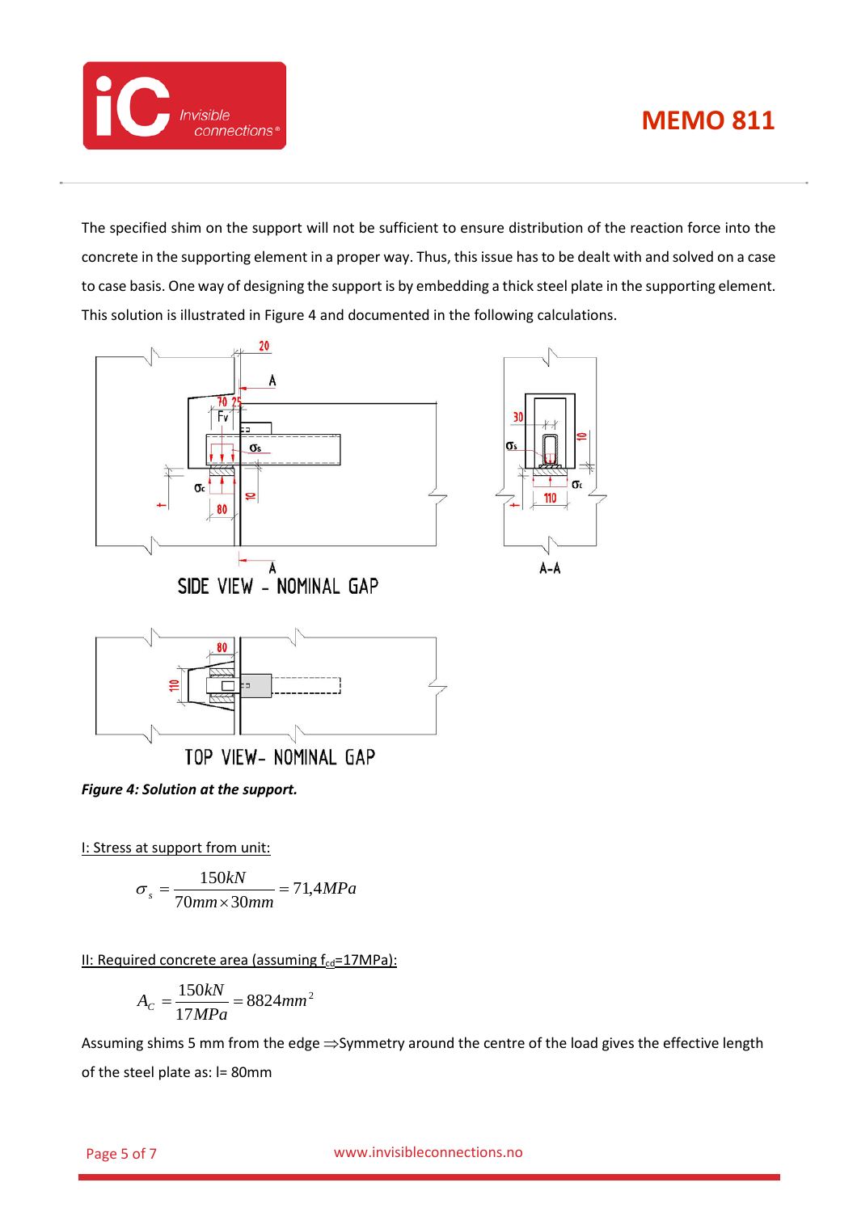The specified shim on the support will not be sufficient to ensure distribution of the reaction force into the concrete in the supporting element in a proper way. Thus, this issue has to be dealt with and solved on a case to case basis. One way of designing the support is by embedding a thick steel plate in the supporting element. This solution is illustrated in Figure 4 and documented in the following calculations.

*Figure 4: Solution at the support.*

I: Stress at support from unit:

$$\sigma_s = \frac{150kN}{70mm \times 30mm} = 71{,}4MPa$$

II: Required concrete area (assuming $f_{cd}$=17MPa):

$$A_C = \frac{150kN}{17MPa} = 8824mm^2$$

Assuming shims 5 mm from the edge ⇒Symmetry around the centre of the load gives the effective length of the steel plate as: l= 80mm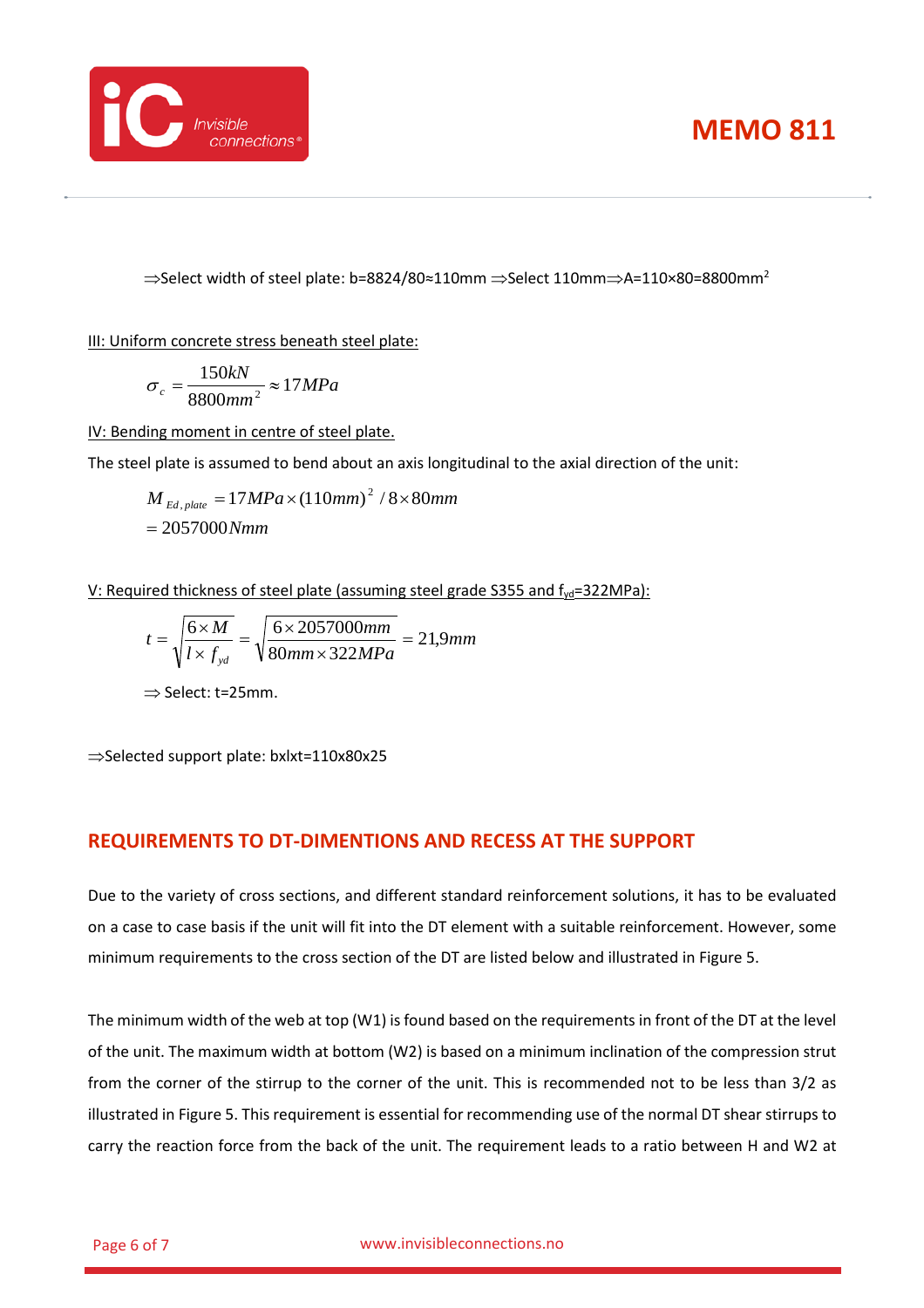⇒Select width of steel plate: b=8824/80≈110mm ⇒Select 110mm⇒A=110×80=8800mm$^2$

III: Uniform concrete stress beneath steel plate:

$$\sigma_c = \frac{150kN}{8800mm^2} \approx 17MPa$$

IV: Bending moment in centre of steel plate.

The steel plate is assumed to bend about an axis longitudinal to the axial direction of the unit:

$$M_{Ed,plate} = 17MPa \times (110mm)^2 / 8 \times 80mm$$
$$= 2057000Nmm$$

V: Required thickness of steel plate (assuming steel grade S355 and $f_{yd}$=322MPa):

$$t = \sqrt{\frac{6 \times M}{l \times f_{yd}}} = \sqrt{\frac{6 \times 2057000mm}{80mm \times 322MPa}} = 21{,}9mm$$

⇒ Select: t=25mm.

⇒Selected support plate: bxlxt=110x80x25

## REQUIREMENTS TO DT-DIMENTIONS AND RECESS AT THE SUPPORT

Due to the variety of cross sections, and different standard reinforcement solutions, it has to be evaluated on a case to case basis if the unit will fit into the DT element with a suitable reinforcement. However, some minimum requirements to the cross section of the DT are listed below and illustrated in Figure 5.

The minimum width of the web at top (W1) is found based on the requirements in front of the DT at the level of the unit. The maximum width at bottom (W2) is based on a minimum inclination of the compression strut from the corner of the stirrup to the corner of the unit. This is recommended not to be less than 3/2 as illustrated in Figure 5. This requirement is essential for recommending use of the normal DT shear stirrups to carry the reaction force from the back of the unit. The requirement leads to a ratio between H and W2 at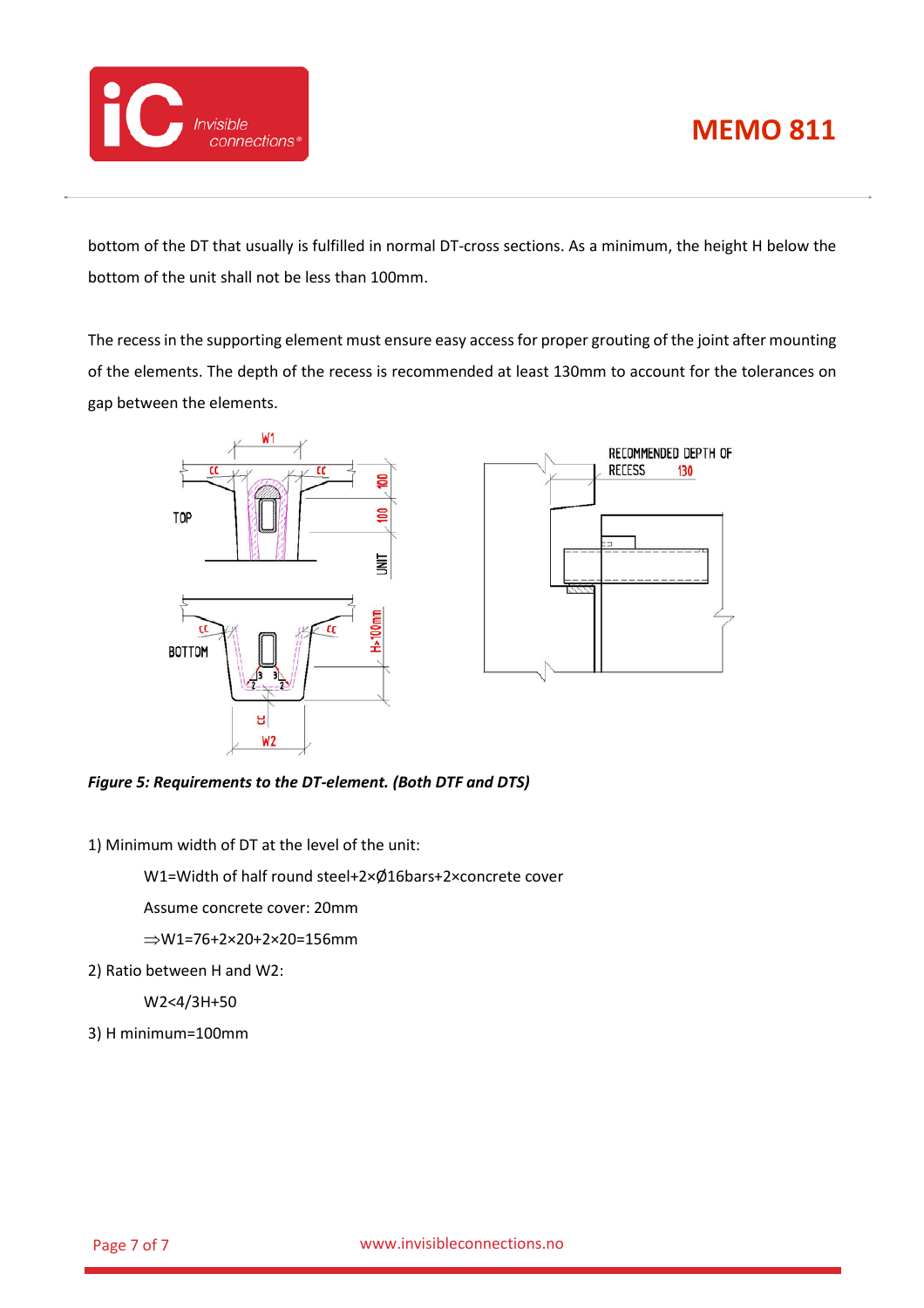bottom of the DT that usually is fulfilled in normal DT-cross sections. As a minimum, the height H below the bottom of the unit shall not be less than 100mm.

The recess in the supporting element must ensure easy access for proper grouting of the joint after mounting of the elements. The depth of the recess is recommended at least 130mm to account for the tolerances on gap between the elements.

W1
CC
CC
100
100
TOP
UNIT
BOTTOM
CC
CC
H>100mm
3
3
2
2
CC
W2

RECOMMENDED DEPTH OF RECESS 130

*Figure 5: Requirements to the DT-element. (Both DTF and DTS)*

1) Minimum width of DT at the level of the unit:

   W1=Width of half round steel+2×Ø16bars+2×concrete cover

   Assume concrete cover: 20mm

   ⇒W1=76+2×20+2×20=156mm

2) Ratio between H and W2:

   $W2<4/3H+50$

3) H minimum=100mm